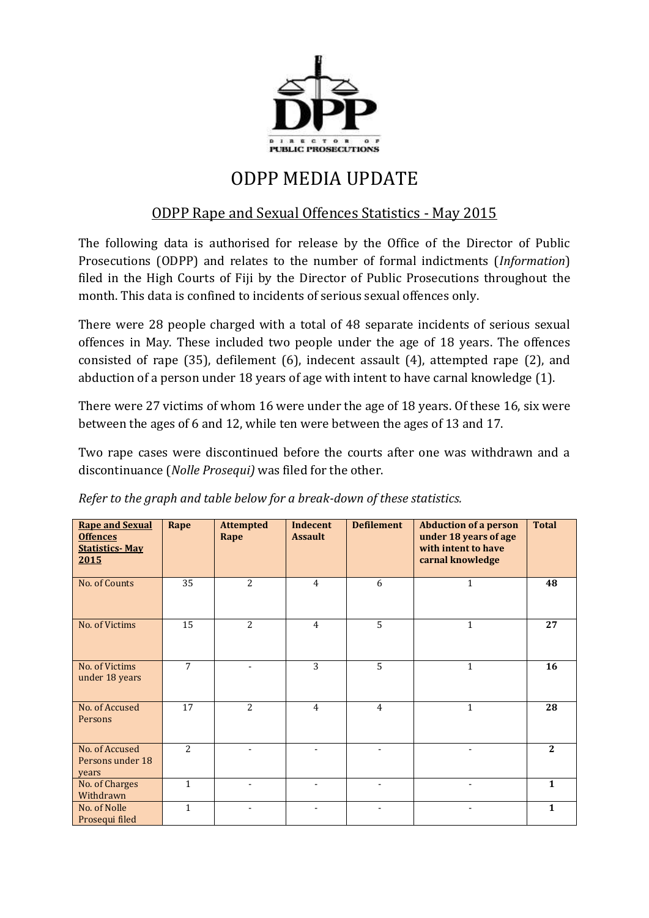# ODPP MEDIA UPDATE

## ODPP Rape and Sexual Offences Statistics - May 2015

The following data is authorised for release by the Office of the Director of Public Prosecutions (ODPP) and relates to the number of formal indictments (*Information*) filed in the High Courts of Fiji by the Director of Public Prosecutions throughout the month. This data is confined to incidents of serious sexual offences only.

There were 28 people charged with a total of 48 separate incidents of serious sexual offences in May. These included two people under the age of 18 years. The offences consisted of rape (35), defilement (6), indecent assault (4), attempted rape (2), and abduction of a person under 18 years of age with intent to have carnal knowledge (1).

There were 27 victims of whom 16 were under the age of 18 years. Of these 16, six were between the ages of 6 and 12, while ten were between the ages of 13 and 17.

Two rape cases were discontinued before the courts after one was withdrawn and a discontinuance (*Nolle Prosequi)* was filed for the other.

*Refer to the graph and table below for a break-down of these statistics.*

| **Rape and Sexual Offences Statistics- May 2015** | **Rape** | **Attempted Rape** | **Indecent Assault** | **Defilement** | **Abduction of a person under 18 years of age with intent to have carnal knowledge** | **Total** |
|---|---|---|---|---|---|---|
| No. of Counts | 35 | 2 | 4 | 6 | 1 | **48** |
| No. of Victims | 15 | 2 | 4 | 5 | 1 | **27** |
| No. of Victims under 18 years | 7 | - | 3 | 5 | 1 | **16** |
| No. of Accused Persons | 17 | 2 | 4 | 4 | 1 | **28** |
| No. of Accused Persons under 18 years | 2 | - | - | - | - | **2** |
| No. of Charges Withdrawn | 1 | - | - | - | - | **1** |
| No. of Nolle Prosequi filed | 1 | - | - | - | - | **1** |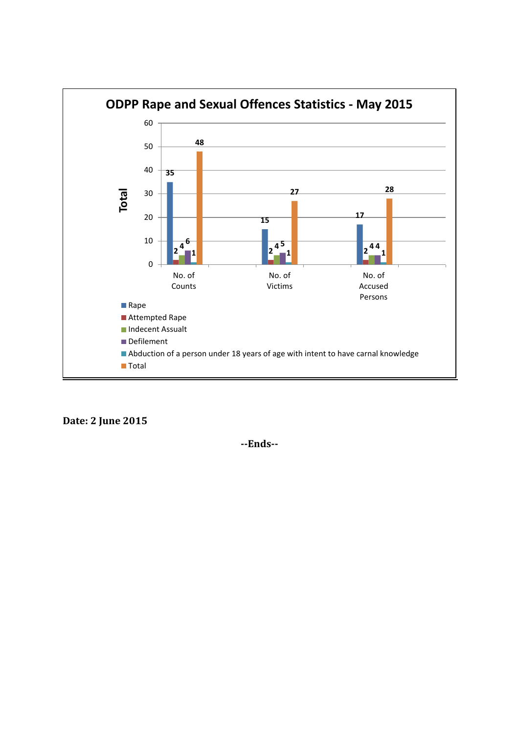ODPP Rape and Sexual Offences Statistics - May 2015

Total

60
50
40
30
20
10
0

35
2
4
6
1
48

15
2
4
5
1
27

17
2
4
4
1
28

No. of Counts

No. of Victims

No. of Accused Persons

Rape
Attempted Rape
Indecent Assualt
Defilement
Abduction of a person under 18 years of age with intent to have carnal knowledge
Total

**Date: 2 June 2015**

**--Ends--**